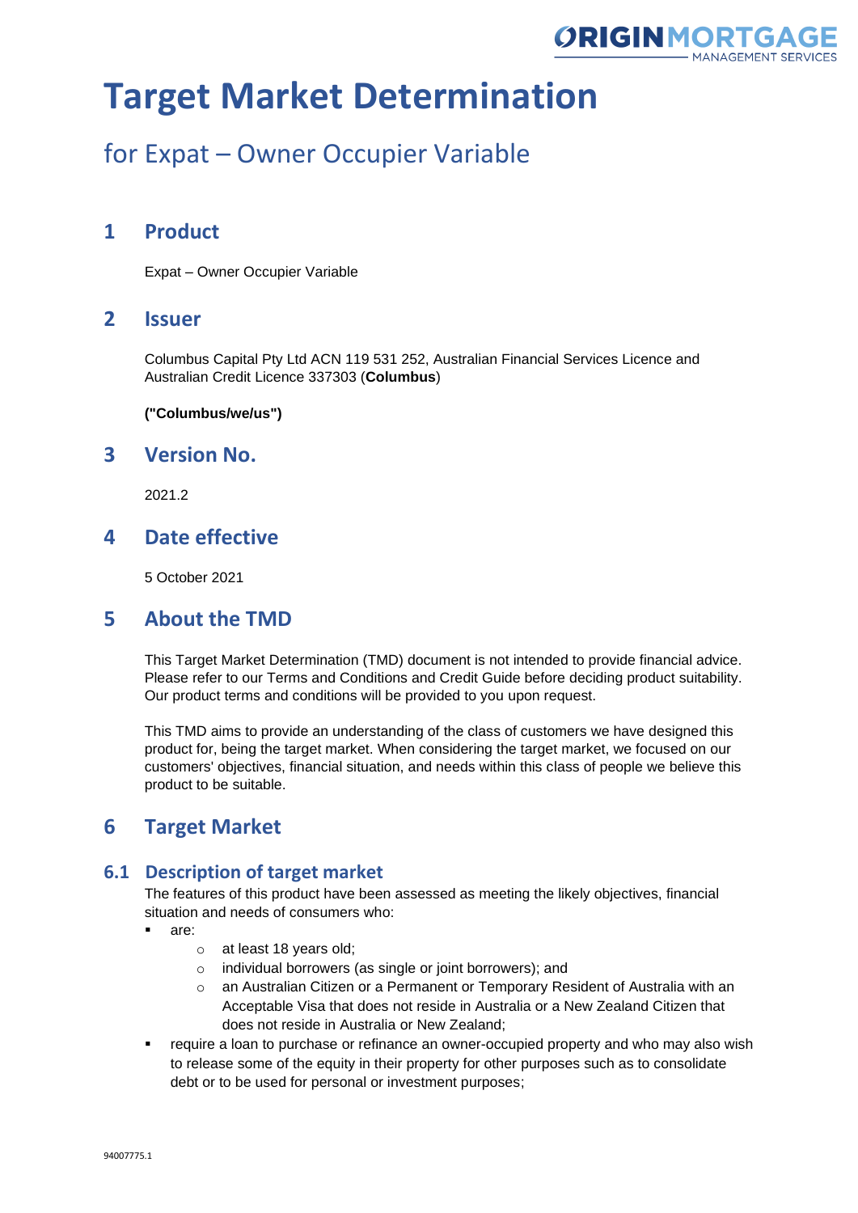# Target Market Determination

## for Expat – Owner Occupier Variable

## 1 Product

Expat – Owner Occupier Variable

## 2 Issuer

Columbus Capital Pty Ltd ACN 119 531 252, Australian Financial Services Licence and Australian Credit Licence 337303 (**Columbus**)

**("Columbus/we/us")**

## 3 Version No.

2021.2

## 4 Date effective

5 October 2021

## 5 About the TMD

This Target Market Determination (TMD) document is not intended to provide financial advice. Please refer to our Terms and Conditions and Credit Guide before deciding product suitability. Our product terms and conditions will be provided to you upon request.

This TMD aims to provide an understanding of the class of customers we have designed this product for, being the target market. When considering the target market, we focused on our customers' objectives, financial situation, and needs within this class of people we believe this product to be suitable.

## 6 Target Market

### 6.1 Description of target market

The features of this product have been assessed as meeting the likely objectives, financial situation and needs of consumers who:

- are:
  - at least 18 years old;
  - individual borrowers (as single or joint borrowers); and
  - an Australian Citizen or a Permanent or Temporary Resident of Australia with an Acceptable Visa that does not reside in Australia or a New Zealand Citizen that does not reside in Australia or New Zealand;
- require a loan to purchase or refinance an owner-occupied property and who may also wish to release some of the equity in their property for other purposes such as to consolidate debt or to be used for personal or investment purposes;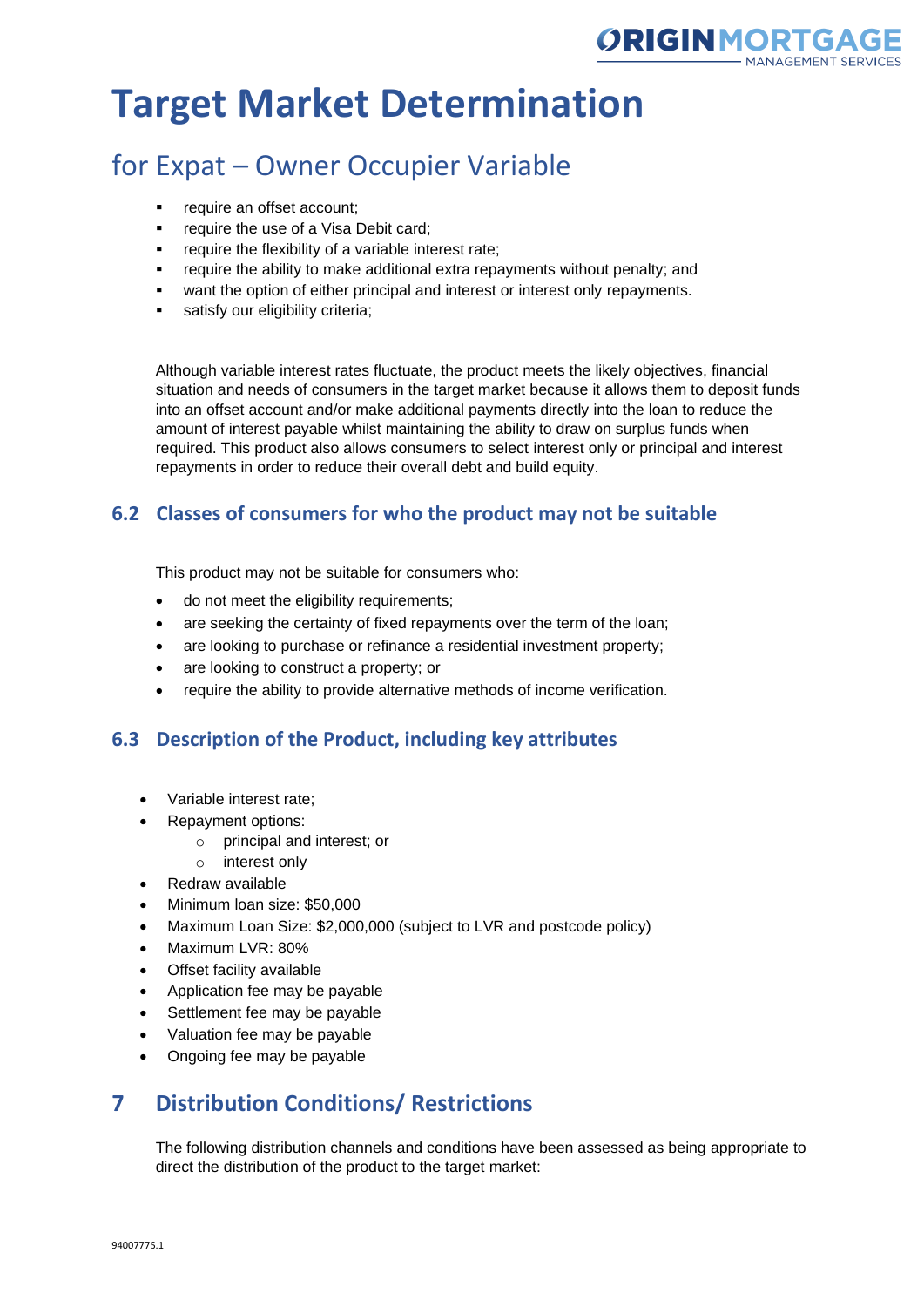# Target Market Determination

## for Expat – Owner Occupier Variable

- require an offset account;
- require the use of a Visa Debit card;
- require the flexibility of a variable interest rate;
- require the ability to make additional extra repayments without penalty; and
- want the option of either principal and interest or interest only repayments.
- satisfy our eligibility criteria;

Although variable interest rates fluctuate, the product meets the likely objectives, financial situation and needs of consumers in the target market because it allows them to deposit funds into an offset account and/or make additional payments directly into the loan to reduce the amount of interest payable whilst maintaining the ability to draw on surplus funds when required. This product also allows consumers to select interest only or principal and interest repayments in order to reduce their overall debt and build equity.

### 6.2 Classes of consumers for who the product may not be suitable

This product may not be suitable for consumers who:

- do not meet the eligibility requirements;
- are seeking the certainty of fixed repayments over the term of the loan;
- are looking to purchase or refinance a residential investment property;
- are looking to construct a property; or
- require the ability to provide alternative methods of income verification.

### 6.3 Description of the Product, including key attributes

- Variable interest rate;
- Repayment options:
  - principal and interest; or
  - interest only
- Redraw available
- Minimum loan size: $50,000
- Maximum Loan Size: $2,000,000 (subject to LVR and postcode policy)
- Maximum LVR: 80%
- Offset facility available
- Application fee may be payable
- Settlement fee may be payable
- Valuation fee may be payable
- Ongoing fee may be payable

## 7 Distribution Conditions/ Restrictions

The following distribution channels and conditions have been assessed as being appropriate to direct the distribution of the product to the target market: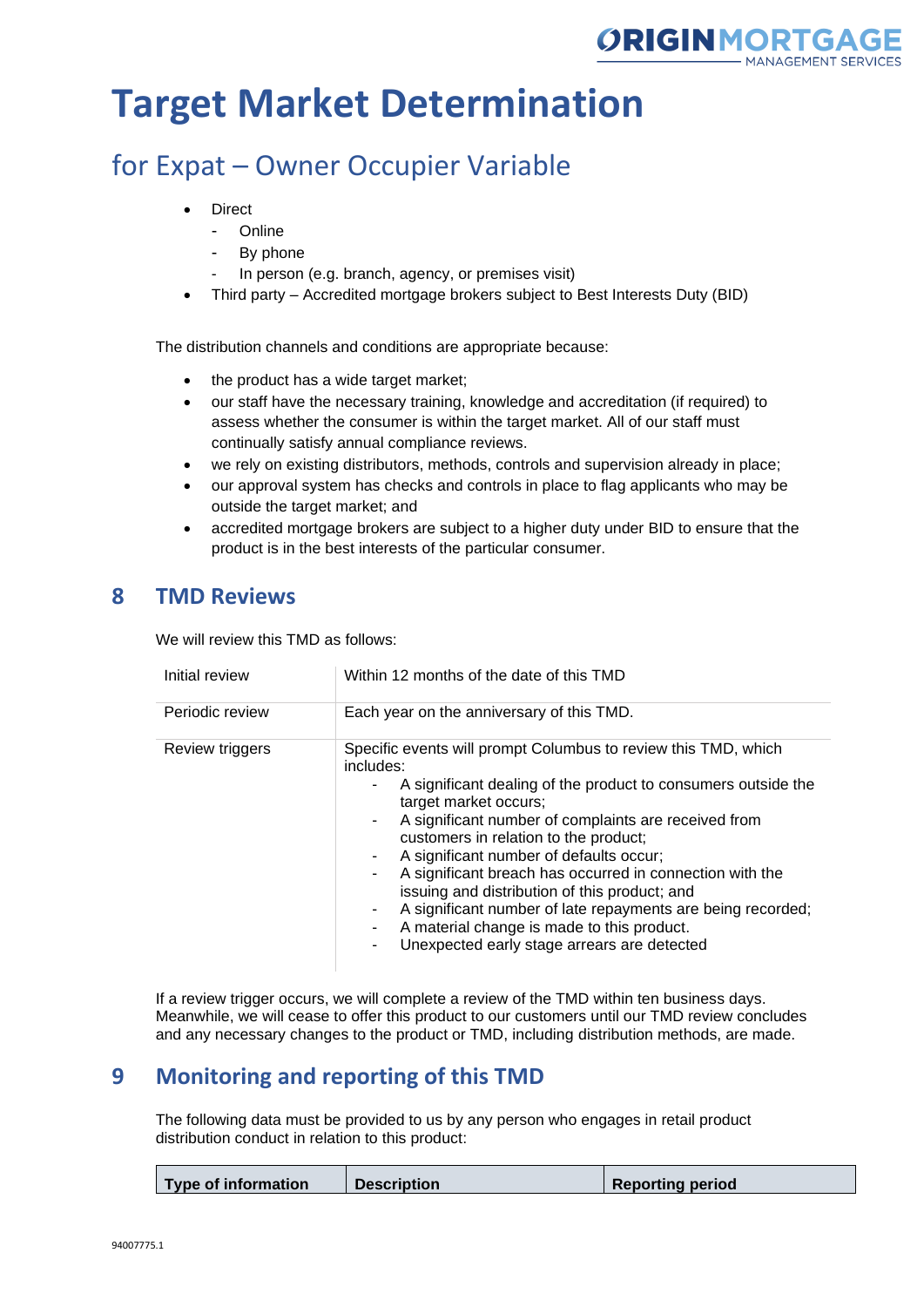# Target Market Determination

## for Expat – Owner Occupier Variable

- Direct
  - Online
  - By phone
  - In person (e.g. branch, agency, or premises visit)
- Third party – Accredited mortgage brokers subject to Best Interests Duty (BID)

The distribution channels and conditions are appropriate because:

- the product has a wide target market;
- our staff have the necessary training, knowledge and accreditation (if required) to assess whether the consumer is within the target market. All of our staff must continually satisfy annual compliance reviews.
- we rely on existing distributors, methods, controls and supervision already in place;
- our approval system has checks and controls in place to flag applicants who may be outside the target market; and
- accredited mortgage brokers are subject to a higher duty under BID to ensure that the product is in the best interests of the particular consumer.

## 8 TMD Reviews

We will review this TMD as follows:

| | |
|---|---|
| Initial review | Within 12 months of the date of this TMD |
| Periodic review | Each year on the anniversary of this TMD. |
| Review triggers | Specific events will prompt Columbus to review this TMD, which includes:<br>- A significant dealing of the product to consumers outside the target market occurs;<br>- A significant number of complaints are received from customers in relation to the product;<br>- A significant number of defaults occur;<br>- A significant breach has occurred in connection with the issuing and distribution of this product; and<br>- A significant number of late repayments are being recorded;<br>- A material change is made to this product.<br>- Unexpected early stage arrears are detected |

If a review trigger occurs, we will complete a review of the TMD within ten business days. Meanwhile, we will cease to offer this product to our customers until our TMD review concludes and any necessary changes to the product or TMD, including distribution methods, are made.

## 9 Monitoring and reporting of this TMD

The following data must be provided to us by any person who engages in retail product distribution conduct in relation to this product:

| Type of information | Description | Reporting period |
|---|---|---|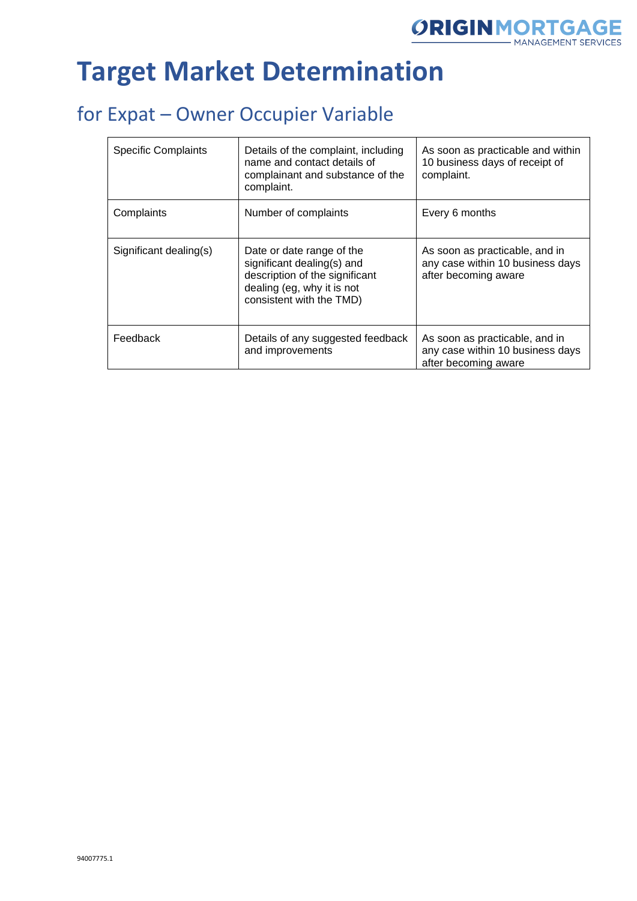# Target Market Determination

## for Expat – Owner Occupier Variable

| | | |
|---|---|---|
| Specific Complaints | Details of the complaint, including name and contact details of complainant and substance of the complaint. | As soon as practicable and within 10 business days of receipt of complaint. |
| Complaints | Number of complaints | Every 6 months |
| Significant dealing(s) | Date or date range of the significant dealing(s) and description of the significant dealing (eg, why it is not consistent with the TMD) | As soon as practicable, and in any case within 10 business days after becoming aware |
| Feedback | Details of any suggested feedback and improvements | As soon as practicable, and in any case within 10 business days after becoming aware |

94007775.1